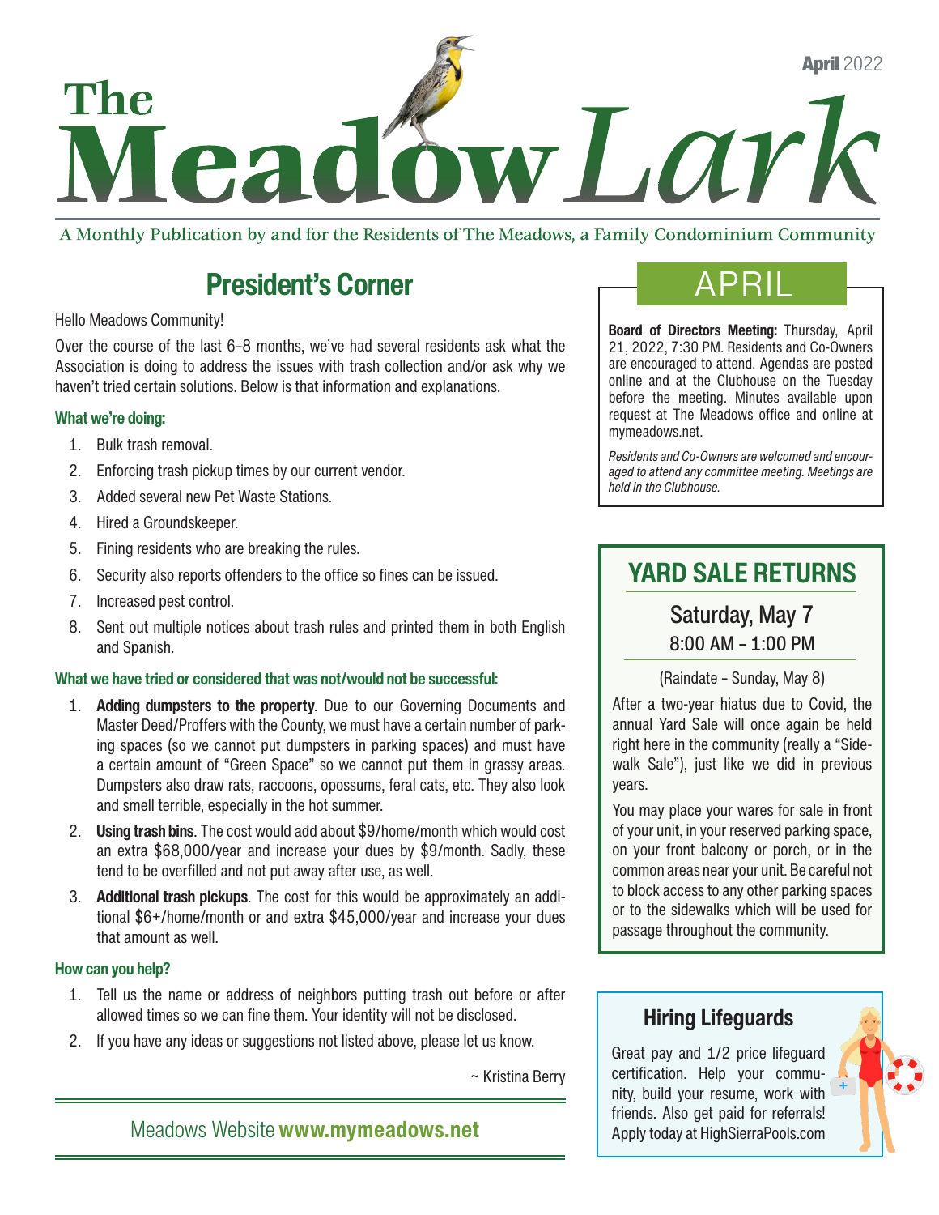# The MeadowLark

**April** 2022

A Monthly Publication by and for the Residents of The Meadows, a Family Condominium Community

## President's Corner

Hello Meadows Community!

Over the course of the last 6-8 months, we've had several residents ask what the Association is doing to address the issues with trash collection and/or ask why we haven't tried certain solutions. Below is that information and explanations.

### What we're doing:

1. Bulk trash removal.
2. Enforcing trash pickup times by our current vendor.
3. Added several new Pet Waste Stations.
4. Hired a Groundskeeper.
5. Fining residents who are breaking the rules.
6. Security also reports offenders to the office so fines can be issued.
7. Increased pest control.
8. Sent out multiple notices about trash rules and printed them in both English and Spanish.

### What we have tried or considered that was not/would not be successful:

1. **Adding dumpsters to the property**. Due to our Governing Documents and Master Deed/Proffers with the County, we must have a certain number of parking spaces (so we cannot put dumpsters in parking spaces) and must have a certain amount of "Green Space" so we cannot put them in grassy areas. Dumpsters also draw rats, raccoons, opossums, feral cats, etc. They also look and smell terrible, especially in the hot summer.
2. **Using trash bins**. The cost would add about $9/home/month which would cost an extra $68,000/year and increase your dues by $9/month. Sadly, these tend to be overfilled and not put away after use, as well.
3. **Additional trash pickups**. The cost for this would be approximately an additional $6+/home/month or and extra $45,000/year and increase your dues that amount as well.

### How can you help?

1. Tell us the name or address of neighbors putting trash out before or after allowed times so we can fine them. Your identity will not be disclosed.
2. If you have any ideas or suggestions not listed above, please let us know.

~ Kristina Berry

Meadows Website **www.mymeadows.net**

## APRIL

**Board of Directors Meeting:** Thursday, April 21, 2022, 7:30 PM. Residents and Co-Owners are encouraged to attend. Agendas are posted online and at the Clubhouse on the Tuesday before the meeting. Minutes available upon request at The Meadows office and online at mymeadows.net.

*Residents and Co-Owners are welcomed and encouraged to attend any committee meeting. Meetings are held in the Clubhouse.*

## YARD SALE RETURNS

Saturday, May 7
8:00 AM – 1:00 PM

(Raindate – Sunday, May 8)

After a two-year hiatus due to Covid, the annual Yard Sale will once again be held right here in the community (really a "Sidewalk Sale"), just like we did in previous years.

You may place your wares for sale in front of your unit, in your reserved parking space, on your front balcony or porch, or in the common areas near your unit. Be careful not to block access to any other parking spaces or to the sidewalks which will be used for passage throughout the community.

## Hiring Lifeguards

Great pay and 1/2 price lifeguard certification. Help your community, build your resume, work with friends. Also get paid for referrals! Apply today at HighSierraPools.com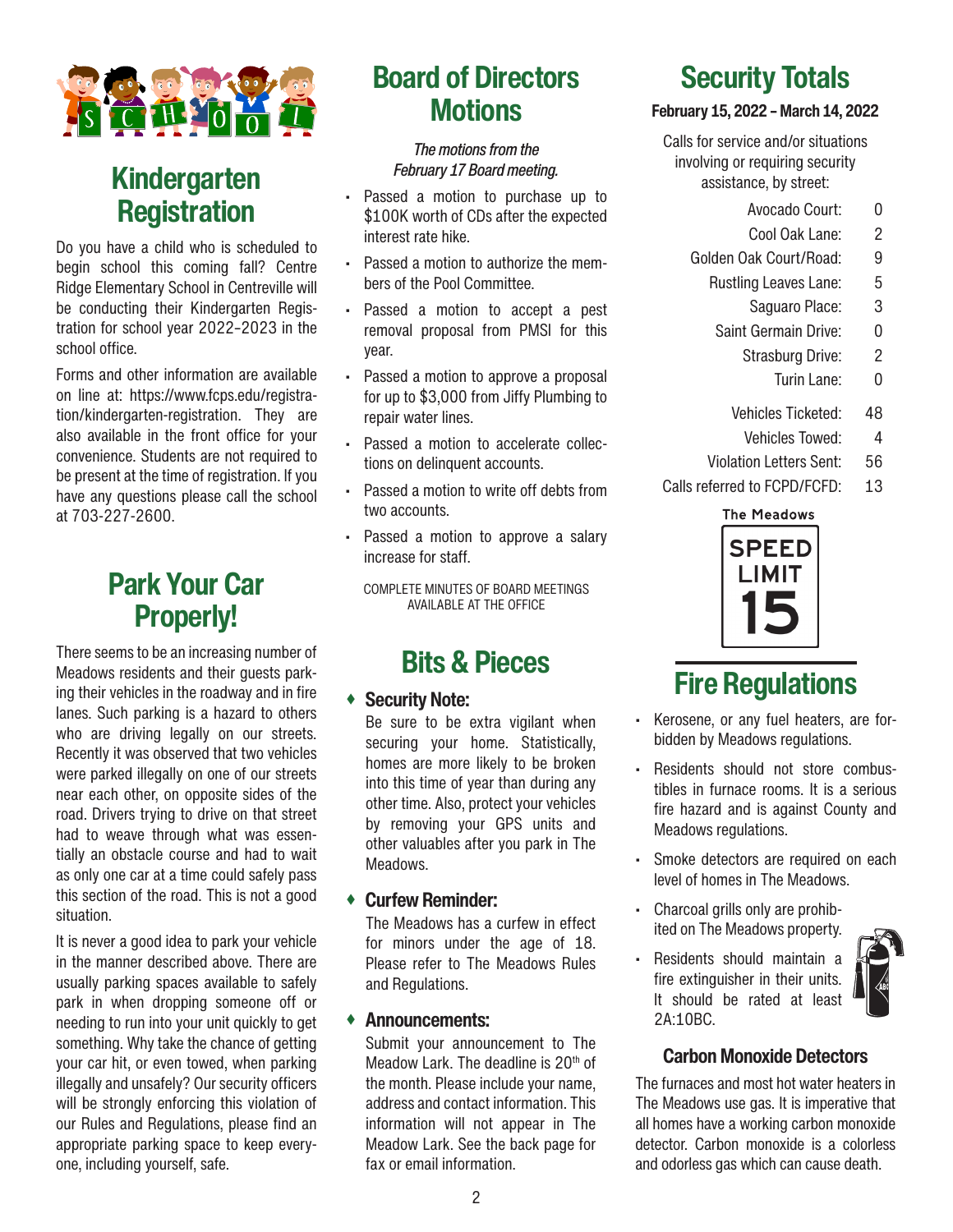## Kindergarten Registration

Do you have a child who is scheduled to begin school this coming fall? Centre Ridge Elementary School in Centreville will be conducting their Kindergarten Registration for school year 2022-2023 in the school office.

Forms and other information are available on line at: https://www.fcps.edu/registration/kindergarten-registration. They are also available in the front office for your convenience. Students are not required to be present at the time of registration. If you have any questions please call the school at 703-227-2600.

## Park Your Car Properly!

There seems to be an increasing number of Meadows residents and their guests parking their vehicles in the roadway and in fire lanes. Such parking is a hazard to others who are driving legally on our streets. Recently it was observed that two vehicles were parked illegally on one of our streets near each other, on opposite sides of the road. Drivers trying to drive on that street had to weave through what was essentially an obstacle course and had to wait as only one car at a time could safely pass this section of the road. This is not a good situation.

It is never a good idea to park your vehicle in the manner described above. There are usually parking spaces available to safely park in when dropping someone off or needing to run into your unit quickly to get something. Why take the chance of getting your car hit, or even towed, when parking illegally and unsafely? Our security officers will be strongly enforcing this violation of our Rules and Regulations, please find an appropriate parking space to keep everyone, including yourself, safe.

## Board of Directors Motions

*The motions from the February 17 Board meeting.*

- Passed a motion to purchase up to $100K worth of CDs after the expected interest rate hike.
- Passed a motion to authorize the members of the Pool Committee.
- Passed a motion to accept a pest removal proposal from PMSI for this year.
- Passed a motion to approve a proposal for up to $3,000 from Jiffy Plumbing to repair water lines.
- Passed a motion to accelerate collections on delinquent accounts.
- Passed a motion to write off debts from two accounts.
- Passed a motion to approve a salary increase for staff.

COMPLETE MINUTES OF BOARD MEETINGS AVAILABLE AT THE OFFICE

## Bits & Pieces

### Security Note:

Be sure to be extra vigilant when securing your home. Statistically, homes are more likely to be broken into this time of year than during any other time. Also, protect your vehicles by removing your GPS units and other valuables after you park in The Meadows.

### Curfew Reminder:

The Meadows has a curfew in effect for minors under the age of 18. Please refer to The Meadows Rules and Regulations.

### Announcements:

Submit your announcement to The Meadow Lark. The deadline is 20th of the month. Please include your name, address and contact information. This information will not appear in The Meadow Lark. See the back page for fax or email information.

## Security Totals

**February 15, 2022 – March 14, 2022**

Calls for service and/or situations involving or requiring security assistance, by street:

| Street | Calls |
|---|---|
| Avocado Court: | 0 |
| Cool Oak Lane: | 2 |
| Golden Oak Court/Road: | 9 |
| Rustling Leaves Lane: | 5 |
| Saguaro Place: | 3 |
| Saint Germain Drive: | 0 |
| Strasburg Drive: | 2 |
| Turin Lane: | 0 |
| Vehicles Ticketed: | 48 |
| Vehicles Towed: | 4 |
| Violation Letters Sent: | 56 |
| Calls referred to FCPD/FCFD: | 13 |

The Meadows

SPEED LIMIT 15

## Fire Regulations

- Kerosene, or any fuel heaters, are forbidden by Meadows regulations.
- Residents should not store combustibles in furnace rooms. It is a serious fire hazard and is against County and Meadows regulations.
- Smoke detectors are required on each level of homes in The Meadows.
- Charcoal grills only are prohibited on The Meadows property.
- Residents should maintain a fire extinguisher in their units. It should be rated at least 2A:10BC.

### Carbon Monoxide Detectors

The furnaces and most hot water heaters in The Meadows use gas. It is imperative that all homes have a working carbon monoxide detector. Carbon monoxide is a colorless and odorless gas which can cause death.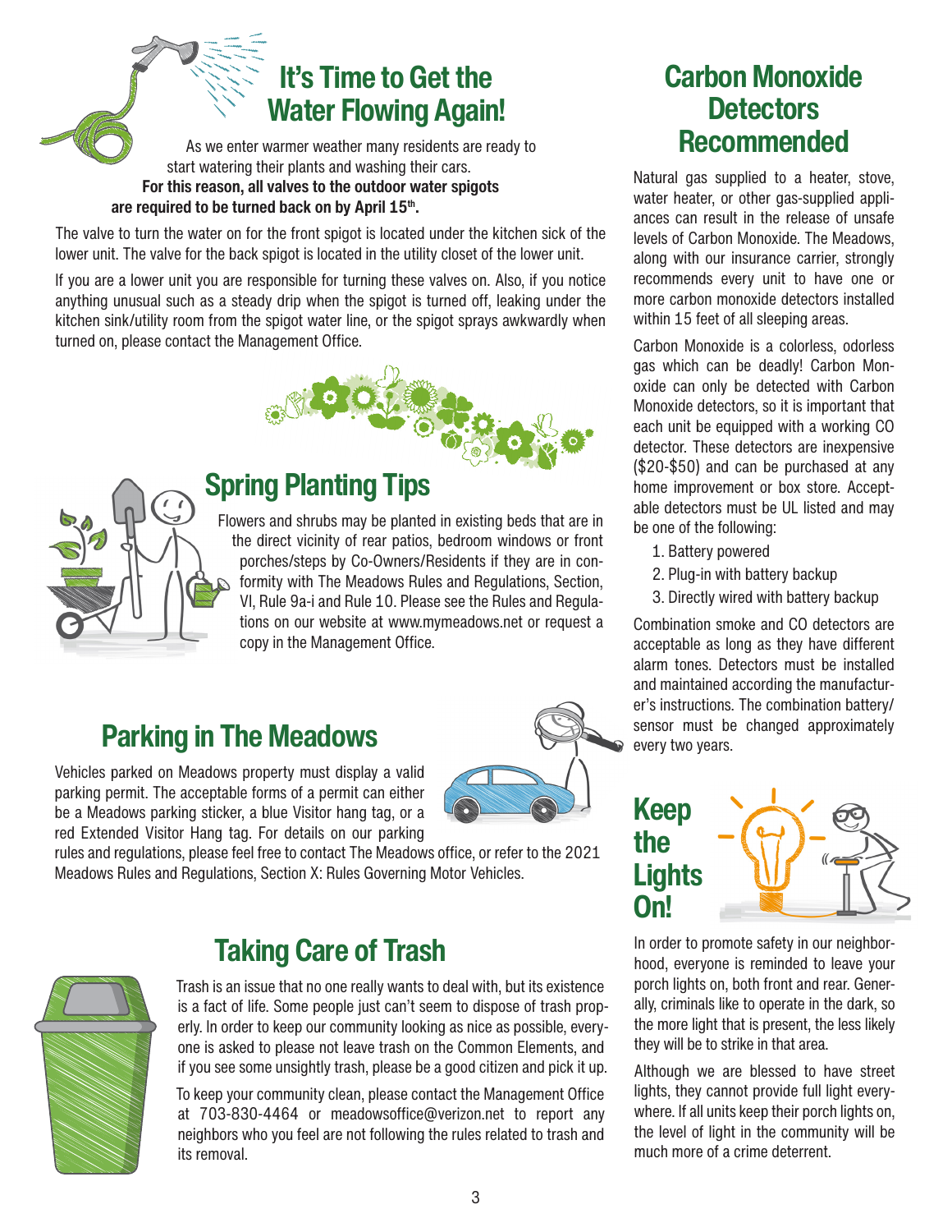## It's Time to Get the Water Flowing Again!

As we enter warmer weather many residents are ready to start watering their plants and washing their cars. **For this reason, all valves to the outdoor water spigots are required to be turned back on by April 15th.**

The valve to turn the water on for the front spigot is located under the kitchen sick of the lower unit. The valve for the back spigot is located in the utility closet of the lower unit.

If you are a lower unit you are responsible for turning these valves on. Also, if you notice anything unusual such as a steady drip when the spigot is turned off, leaking under the kitchen sink/utility room from the spigot water line, or the spigot sprays awkwardly when turned on, please contact the Management Office.

## Spring Planting Tips

Flowers and shrubs may be planted in existing beds that are in the direct vicinity of rear patios, bedroom windows or front porches/steps by Co-Owners/Residents if they are in conformity with The Meadows Rules and Regulations, Section, VI, Rule 9a-i and Rule 10. Please see the Rules and Regulations on our website at www.mymeadows.net or request a copy in the Management Office.

## Parking in The Meadows

Vehicles parked on Meadows property must display a valid parking permit. The acceptable forms of a permit can either be a Meadows parking sticker, a blue Visitor hang tag, or a red Extended Visitor Hang tag. For details on our parking rules and regulations, please feel free to contact The Meadows office, or refer to the 2021 Meadows Rules and Regulations, Section X: Rules Governing Motor Vehicles.

## Taking Care of Trash

Trash is an issue that no one really wants to deal with, but its existence is a fact of life. Some people just can't seem to dispose of trash properly. In order to keep our community looking as nice as possible, everyone is asked to please not leave trash on the Common Elements, and if you see some unsightly trash, please be a good citizen and pick it up.

To keep your community clean, please contact the Management Office at 703-830-4464 or meadowsoffice@verizon.net to report any neighbors who you feel are not following the rules related to trash and its removal.

## Carbon Monoxide Detectors Recommended

Natural gas supplied to a heater, stove, water heater, or other gas-supplied appliances can result in the release of unsafe levels of Carbon Monoxide. The Meadows, along with our insurance carrier, strongly recommends every unit to have one or more carbon monoxide detectors installed within 15 feet of all sleeping areas.

Carbon Monoxide is a colorless, odorless gas which can be deadly! Carbon Monoxide can only be detected with Carbon Monoxide detectors, so it is important that each unit be equipped with a working CO detector. These detectors are inexpensive ($20-$50) and can be purchased at any home improvement or box store. Acceptable detectors must be UL listed and may be one of the following:

1. Battery powered
2. Plug-in with battery backup
3. Directly wired with battery backup

Combination smoke and CO detectors are acceptable as long as they have different alarm tones. Detectors must be installed and maintained according the manufacturer's instructions. The combination battery/sensor must be changed approximately every two years.

## Keep the Lights On!

In order to promote safety in our neighborhood, everyone is reminded to leave your porch lights on, both front and rear. Generally, criminals like to operate in the dark, so the more light that is present, the less likely they will be to strike in that area.

Although we are blessed to have street lights, they cannot provide full light everywhere. If all units keep their porch lights on, the level of light in the community will be much more of a crime deterrent.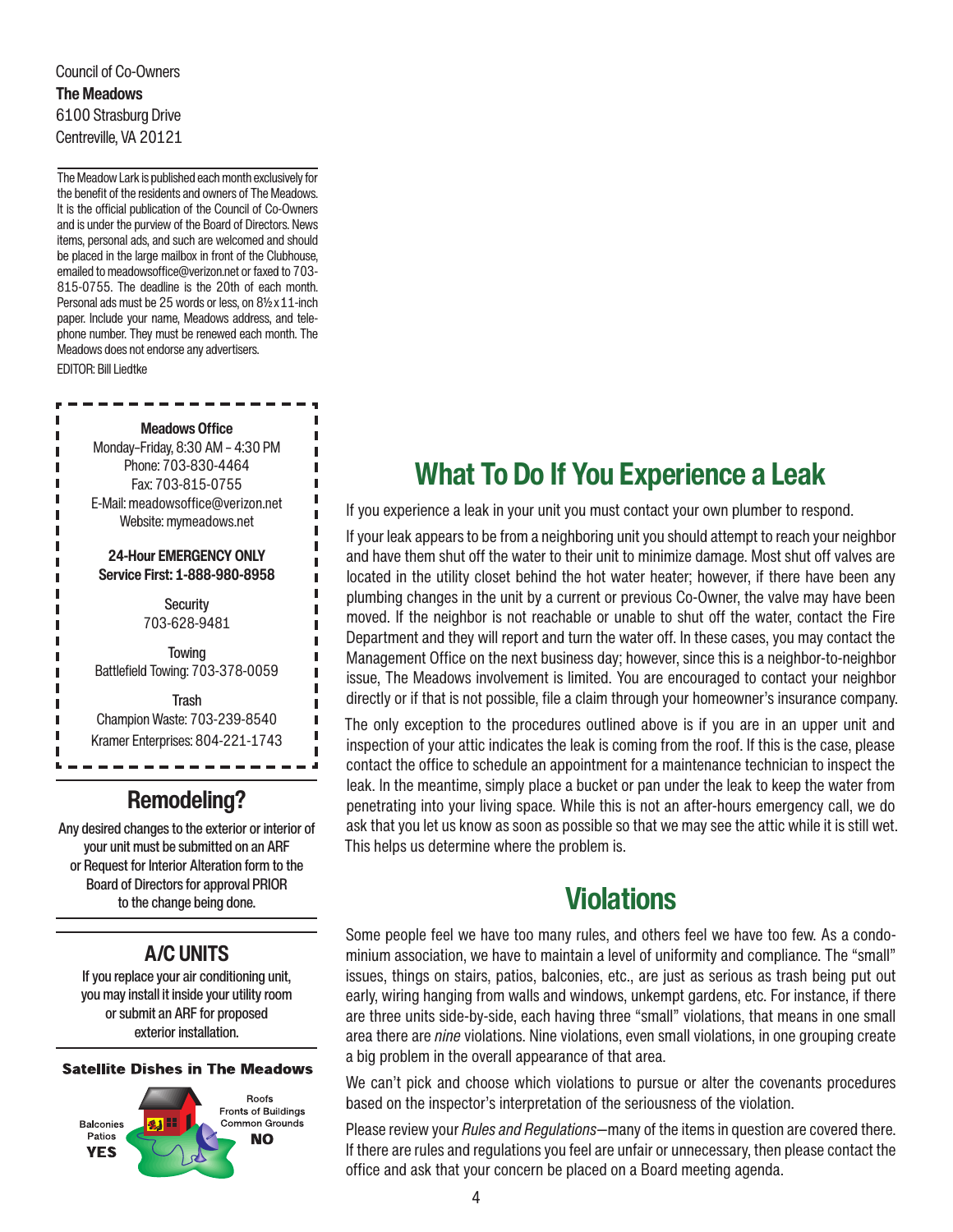Council of Co-Owners
**The Meadows**
6100 Strasburg Drive
Centreville, VA 20121

The Meadow Lark is published each month exclusively for the benefit of the residents and owners of The Meadows. It is the official publication of the Council of Co-Owners and is under the purview of the Board of Directors. News items, personal ads, and such are welcomed and should be placed in the large mailbox in front of the Clubhouse, emailed to meadowsoffice@verizon.net or faxed to 703-815-0755. The deadline is the 20th of each month. Personal ads must be 25 words or less, on 8½ x 11-inch paper. Include your name, Meadows address, and telephone number. They must be renewed each month. The Meadows does not endorse any advertisers.

EDITOR: Bill Liedtke

**Meadows Office**
Monday–Friday, 8:30 AM – 4:30 PM
Phone: 703-830-4464
Fax: 703-815-0755
E-Mail: meadowsoffice@verizon.net
Website: mymeadows.net

**24-Hour EMERGENCY ONLY**
**Service First: 1-888-980-8958**

Security
703-628-9481

Towing
Battlefield Towing: 703-378-0059

Trash
Champion Waste: 703-239-8540
Kramer Enterprises: 804-221-1743

## Remodeling?

Any desired changes to the exterior or interior of your unit must be submitted on an ARF or Request for Interior Alteration form to the Board of Directors for approval PRIOR to the change being done.

## A/C UNITS

If you replace your air conditioning unit, you may install it inside your utility room or submit an ARF for proposed exterior installation.

**Satellite Dishes in The Meadows**

Balconies
Patios
**YES**

Roofs
Fronts of Buildings
Common Grounds
**NO**

## What To Do If You Experience a Leak

If you experience a leak in your unit you must contact your own plumber to respond.

If your leak appears to be from a neighboring unit you should attempt to reach your neighbor and have them shut off the water to their unit to minimize damage. Most shut off valves are located in the utility closet behind the hot water heater; however, if there have been any plumbing changes in the unit by a current or previous Co-Owner, the valve may have been moved. If the neighbor is not reachable or unable to shut off the water, contact the Fire Department and they will report and turn the water off. In these cases, you may contact the Management Office on the next business day; however, since this is a neighbor-to-neighbor issue, The Meadows involvement is limited. You are encouraged to contact your neighbor directly or if that is not possible, file a claim through your homeowner's insurance company.

The only exception to the procedures outlined above is if you are in an upper unit and inspection of your attic indicates the leak is coming from the roof. If this is the case, please contact the office to schedule an appointment for a maintenance technician to inspect the leak. In the meantime, simply place a bucket or pan under the leak to keep the water from penetrating into your living space. While this is not an after-hours emergency call, we do ask that you let us know as soon as possible so that we may see the attic while it is still wet. This helps us determine where the problem is.

## Violations

Some people feel we have too many rules, and others feel we have too few. As a condominium association, we have to maintain a level of uniformity and compliance. The "small" issues, things on stairs, patios, balconies, etc., are just as serious as trash being put out early, wiring hanging from walls and windows, unkempt gardens, etc. For instance, if there are three units side-by-side, each having three "small" violations, that means in one small area there are *nine* violations. Nine violations, even small violations, in one grouping create a big problem in the overall appearance of that area.

We can't pick and choose which violations to pursue or alter the covenants procedures based on the inspector's interpretation of the seriousness of the violation.

Please review your *Rules and Regulations*—many of the items in question are covered there. If there are rules and regulations you feel are unfair or unnecessary, then please contact the office and ask that your concern be placed on a Board meeting agenda.